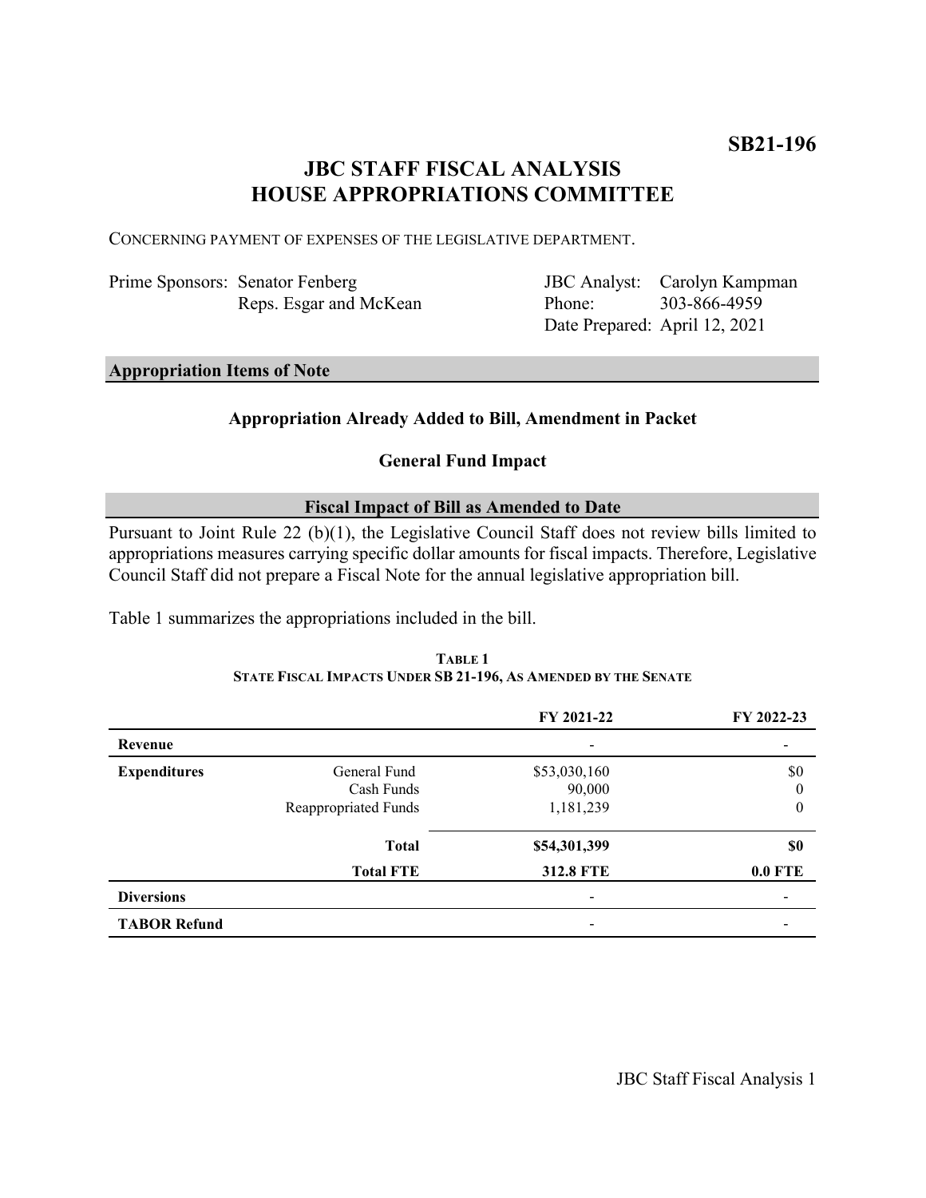**SB21-196**

# JBC STAFF FISCAL ANALYSIS
# HOUSE APPROPRIATIONS COMMITTEE

CONCERNING PAYMENT OF EXPENSES OF THE LEGISLATIVE DEPARTMENT.

| | | | |
|---|---|---|---|
| Prime Sponsors: | Senator Fenberg | JBC Analyst: | Carolyn Kampman |
| | Reps. Esgar and McKean | Phone: | 303-866-4959 |
| | | Date Prepared: | April 12, 2021 |

## Appropriation Items of Note

**Appropriation Already Added to Bill, Amendment in Packet**

**General Fund Impact**

## Fiscal Impact of Bill as Amended to Date

Pursuant to Joint Rule 22 (b)(1), the Legislative Council Staff does not review bills limited to appropriations measures carrying specific dollar amounts for fiscal impacts. Therefore, Legislative Council Staff did not prepare a Fiscal Note for the annual legislative appropriation bill.

Table 1 summarizes the appropriations included in the bill.

**TABLE 1**
**STATE FISCAL IMPACTS UNDER SB 21-196, AS AMENDED BY THE SENATE**

| | | FY 2021-22 | FY 2022-23 |
|---|---|---|---|
| **Revenue** | | - | - |
| **Expenditures** | General Fund | $53,030,160 | $0 |
| | Cash Funds | 90,000 | 0 |
| | Reappropriated Funds | 1,181,239 | 0 |
| | **Total** | **$54,301,399** | **$0** |
| | **Total FTE** | **312.8 FTE** | **0.0 FTE** |
| **Diversions** | | - | - |
| **TABOR Refund** | | - | - |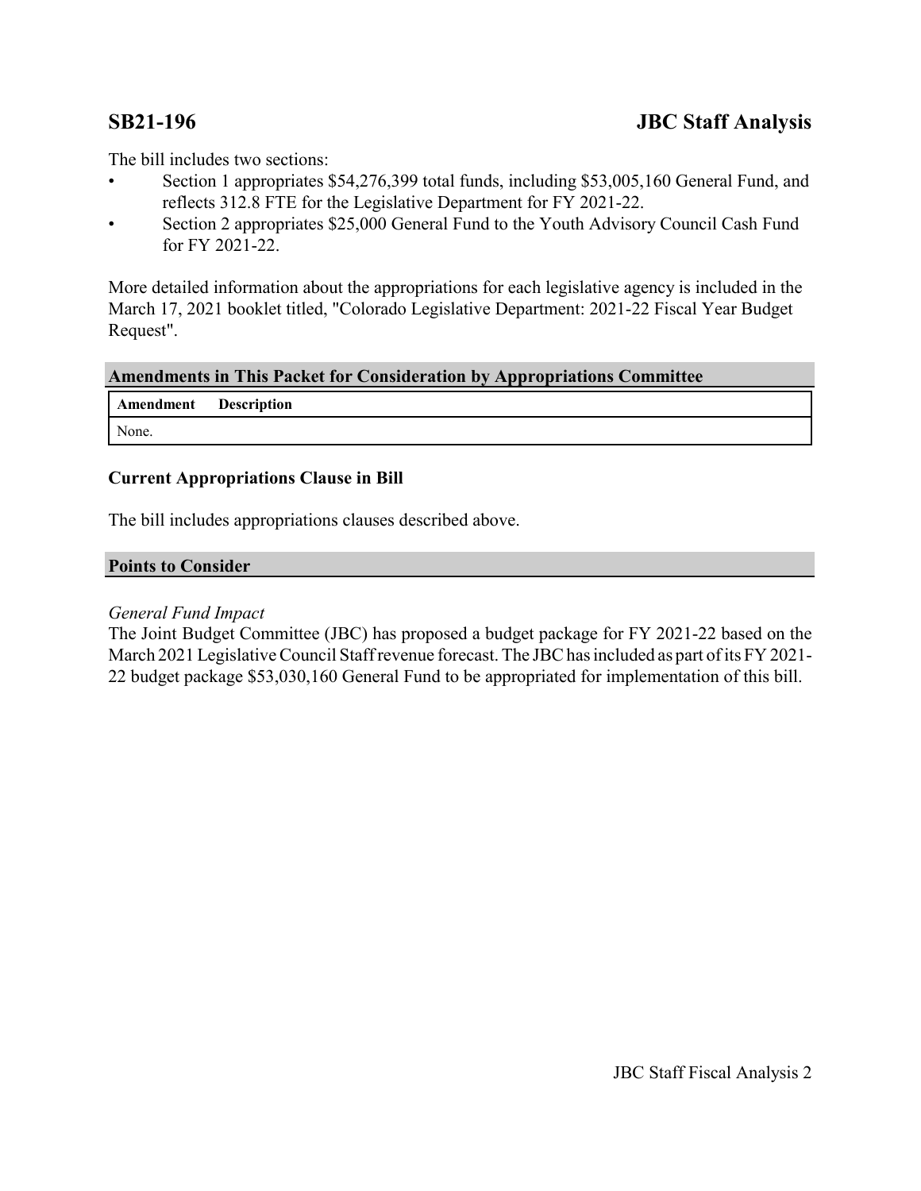The bill includes two sections:

- Section 1 appropriates $54,276,399 total funds, including $53,005,160 General Fund, and reflects 312.8 FTE for the Legislative Department for FY 2021-22.
- Section 2 appropriates $25,000 General Fund to the Youth Advisory Council Cash Fund for FY 2021-22.

More detailed information about the appropriations for each legislative agency is included in the March 17, 2021 booklet titled, "Colorado Legislative Department: 2021-22 Fiscal Year Budget Request".

## Amendments in This Packet for Consideration by Appropriations Committee

| Amendment | Description |
|---|---|
| None. | |

### Current Appropriations Clause in Bill

The bill includes appropriations clauses described above.

## Points to Consider

*General Fund Impact*

The Joint Budget Committee (JBC) has proposed a budget package for FY 2021-22 based on the March 2021 Legislative Council Staff revenue forecast. The JBC has included as part of its FY 2021-22 budget package $53,030,160 General Fund to be appropriated for implementation of this bill.